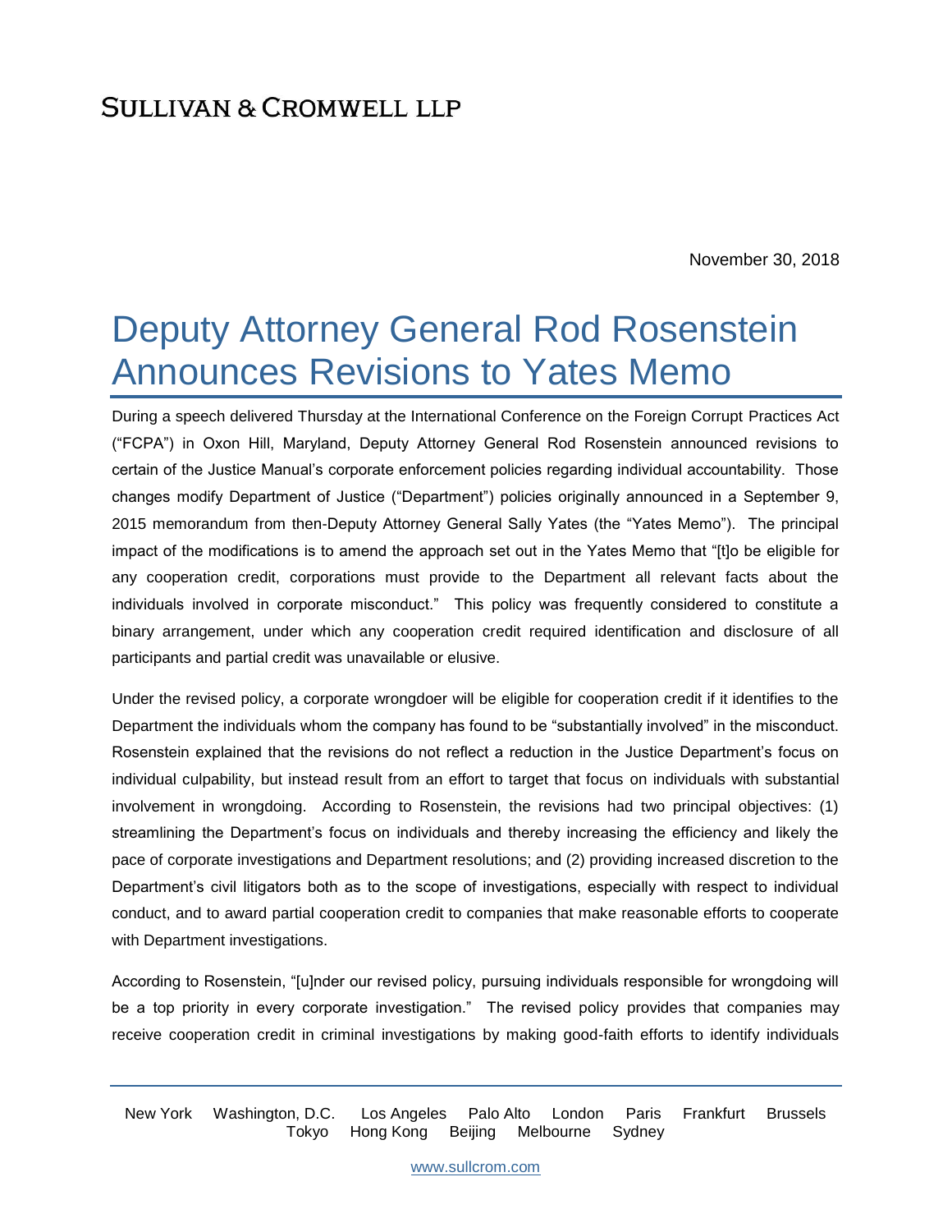SULLIVAN & CROMWELL LLP

November 30, 2018

# Deputy Attorney General Rod Rosenstein Announces Revisions to Yates Memo

During a speech delivered Thursday at the International Conference on the Foreign Corrupt Practices Act ("FCPA") in Oxon Hill, Maryland, Deputy Attorney General Rod Rosenstein announced revisions to certain of the Justice Manual's corporate enforcement policies regarding individual accountability. Those changes modify Department of Justice ("Department") policies originally announced in a September 9, 2015 memorandum from then-Deputy Attorney General Sally Yates (the "Yates Memo"). The principal impact of the modifications is to amend the approach set out in the Yates Memo that "[t]o be eligible for any cooperation credit, corporations must provide to the Department all relevant facts about the individuals involved in corporate misconduct." This policy was frequently considered to constitute a binary arrangement, under which any cooperation credit required identification and disclosure of all participants and partial credit was unavailable or elusive.

Under the revised policy, a corporate wrongdoer will be eligible for cooperation credit if it identifies to the Department the individuals whom the company has found to be "substantially involved" in the misconduct. Rosenstein explained that the revisions do not reflect a reduction in the Justice Department's focus on individual culpability, but instead result from an effort to target that focus on individuals with substantial involvement in wrongdoing. According to Rosenstein, the revisions had two principal objectives: (1) streamlining the Department's focus on individuals and thereby increasing the efficiency and likely the pace of corporate investigations and Department resolutions; and (2) providing increased discretion to the Department's civil litigators both as to the scope of investigations, especially with respect to individual conduct, and to award partial cooperation credit to companies that make reasonable efforts to cooperate with Department investigations.

According to Rosenstein, "[u]nder our revised policy, pursuing individuals responsible for wrongdoing will be a top priority in every corporate investigation." The revised policy provides that companies may receive cooperation credit in criminal investigations by making good-faith efforts to identify individuals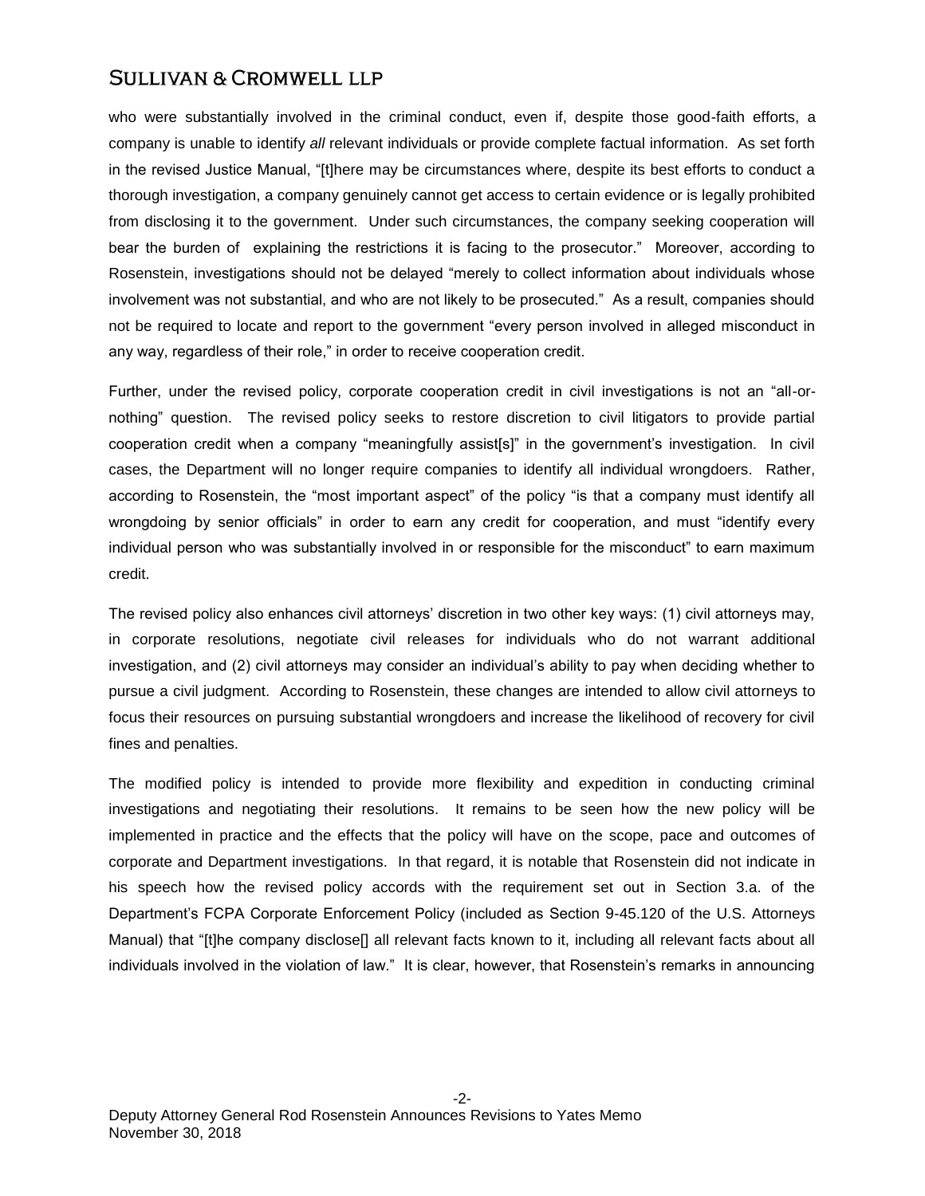who were substantially involved in the criminal conduct, even if, despite those good-faith efforts, a company is unable to identify *all* relevant individuals or provide complete factual information. As set forth in the revised Justice Manual, "[t]here may be circumstances where, despite its best efforts to conduct a thorough investigation, a company genuinely cannot get access to certain evidence or is legally prohibited from disclosing it to the government. Under such circumstances, the company seeking cooperation will bear the burden of explaining the restrictions it is facing to the prosecutor." Moreover, according to Rosenstein, investigations should not be delayed "merely to collect information about individuals whose involvement was not substantial, and who are not likely to be prosecuted." As a result, companies should not be required to locate and report to the government "every person involved in alleged misconduct in any way, regardless of their role," in order to receive cooperation credit.

Further, under the revised policy, corporate cooperation credit in civil investigations is not an "all-or-nothing" question. The revised policy seeks to restore discretion to civil litigators to provide partial cooperation credit when a company "meaningfully assist[s]" in the government's investigation. In civil cases, the Department will no longer require companies to identify all individual wrongdoers. Rather, according to Rosenstein, the "most important aspect" of the policy "is that a company must identify all wrongdoing by senior officials" in order to earn any credit for cooperation, and must "identify every individual person who was substantially involved in or responsible for the misconduct" to earn maximum credit.

The revised policy also enhances civil attorneys' discretion in two other key ways: (1) civil attorneys may, in corporate resolutions, negotiate civil releases for individuals who do not warrant additional investigation, and (2) civil attorneys may consider an individual's ability to pay when deciding whether to pursue a civil judgment. According to Rosenstein, these changes are intended to allow civil attorneys to focus their resources on pursuing substantial wrongdoers and increase the likelihood of recovery for civil fines and penalties.

The modified policy is intended to provide more flexibility and expedition in conducting criminal investigations and negotiating their resolutions. It remains to be seen how the new policy will be implemented in practice and the effects that the policy will have on the scope, pace and outcomes of corporate and Department investigations. In that regard, it is notable that Rosenstein did not indicate in his speech how the revised policy accords with the requirement set out in Section 3.a. of the Department's FCPA Corporate Enforcement Policy (included as Section 9-45.120 of the U.S. Attorneys Manual) that "[t]he company disclose[] all relevant facts known to it, including all relevant facts about all individuals involved in the violation of law." It is clear, however, that Rosenstein's remarks in announcing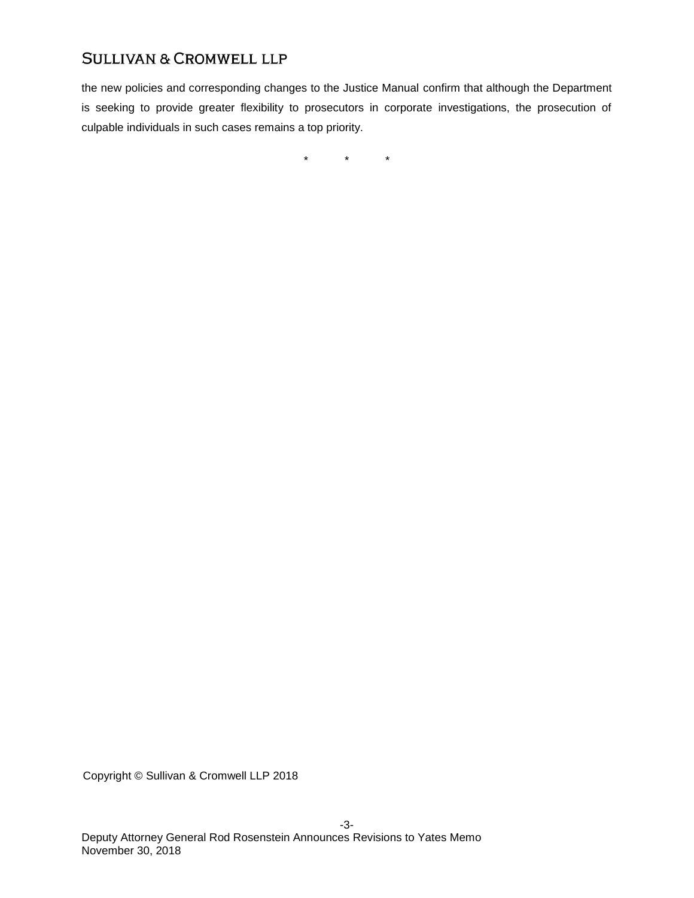the new policies and corresponding changes to the Justice Manual confirm that although the Department is seeking to provide greater flexibility to prosecutors in corporate investigations, the prosecution of culpable individuals in such cases remains a top priority.

\*     \*     \*

Copyright © Sullivan & Cromwell LLP 2018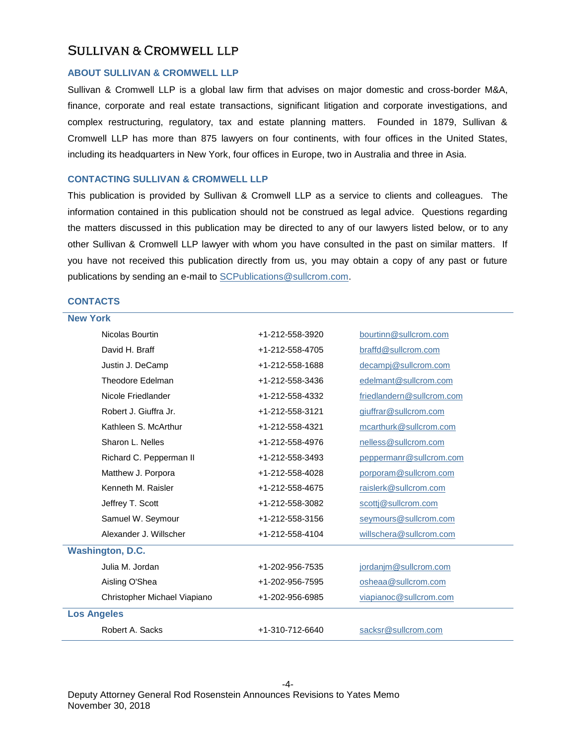# SULLIVAN & CROMWELL LLP

## ABOUT SULLIVAN & CROMWELL LLP

Sullivan & Cromwell LLP is a global law firm that advises on major domestic and cross-border M&A, finance, corporate and real estate transactions, significant litigation and corporate investigations, and complex restructuring, regulatory, tax and estate planning matters. Founded in 1879, Sullivan & Cromwell LLP has more than 875 lawyers on four continents, with four offices in the United States, including its headquarters in New York, four offices in Europe, two in Australia and three in Asia.

## CONTACTING SULLIVAN & CROMWELL LLP

This publication is provided by Sullivan & Cromwell LLP as a service to clients and colleagues. The information contained in this publication should not be construed as legal advice. Questions regarding the matters discussed in this publication may be directed to any of our lawyers listed below, or to any other Sullivan & Cromwell LLP lawyer with whom you have consulted in the past on similar matters. If you have not received this publication directly from us, you may obtain a copy of any past or future publications by sending an e-mail to SCPublications@sullcrom.com.

## CONTACTS

| Name | Phone | Email |
|---|---|---|
| **New York** | | |
| Nicolas Bourtin | +1-212-558-3920 | bourtinn@sullcrom.com |
| David H. Braff | +1-212-558-4705 | braffd@sullcrom.com |
| Justin J. DeCamp | +1-212-558-1688 | decampj@sullcrom.com |
| Theodore Edelman | +1-212-558-3436 | edelmant@sullcrom.com |
| Nicole Friedlander | +1-212-558-4332 | friedlandern@sullcrom.com |
| Robert J. Giuffra Jr. | +1-212-558-3121 | giuffrar@sullcrom.com |
| Kathleen S. McArthur | +1-212-558-4321 | mcarthurk@sullcrom.com |
| Sharon L. Nelles | +1-212-558-4976 | nelless@sullcrom.com |
| Richard C. Pepperman II | +1-212-558-3493 | peppermanr@sullcrom.com |
| Matthew J. Porpora | +1-212-558-4028 | porporam@sullcrom.com |
| Kenneth M. Raisler | +1-212-558-4675 | raislerk@sullcrom.com |
| Jeffrey T. Scott | +1-212-558-3082 | scottj@sullcrom.com |
| Samuel W. Seymour | +1-212-558-3156 | seymours@sullcrom.com |
| Alexander J. Willscher | +1-212-558-4104 | willschera@sullcrom.com |
| **Washington, D.C.** | | |
| Julia M. Jordan | +1-202-956-7535 | jordanjm@sullcrom.com |
| Aisling O'Shea | +1-202-956-7595 | osheaa@sullcrom.com |
| Christopher Michael Viapiano | +1-202-956-6985 | viapianoc@sullcrom.com |
| **Los Angeles** | | |
| Robert A. Sacks | +1-310-712-6640 | sacksr@sullcrom.com |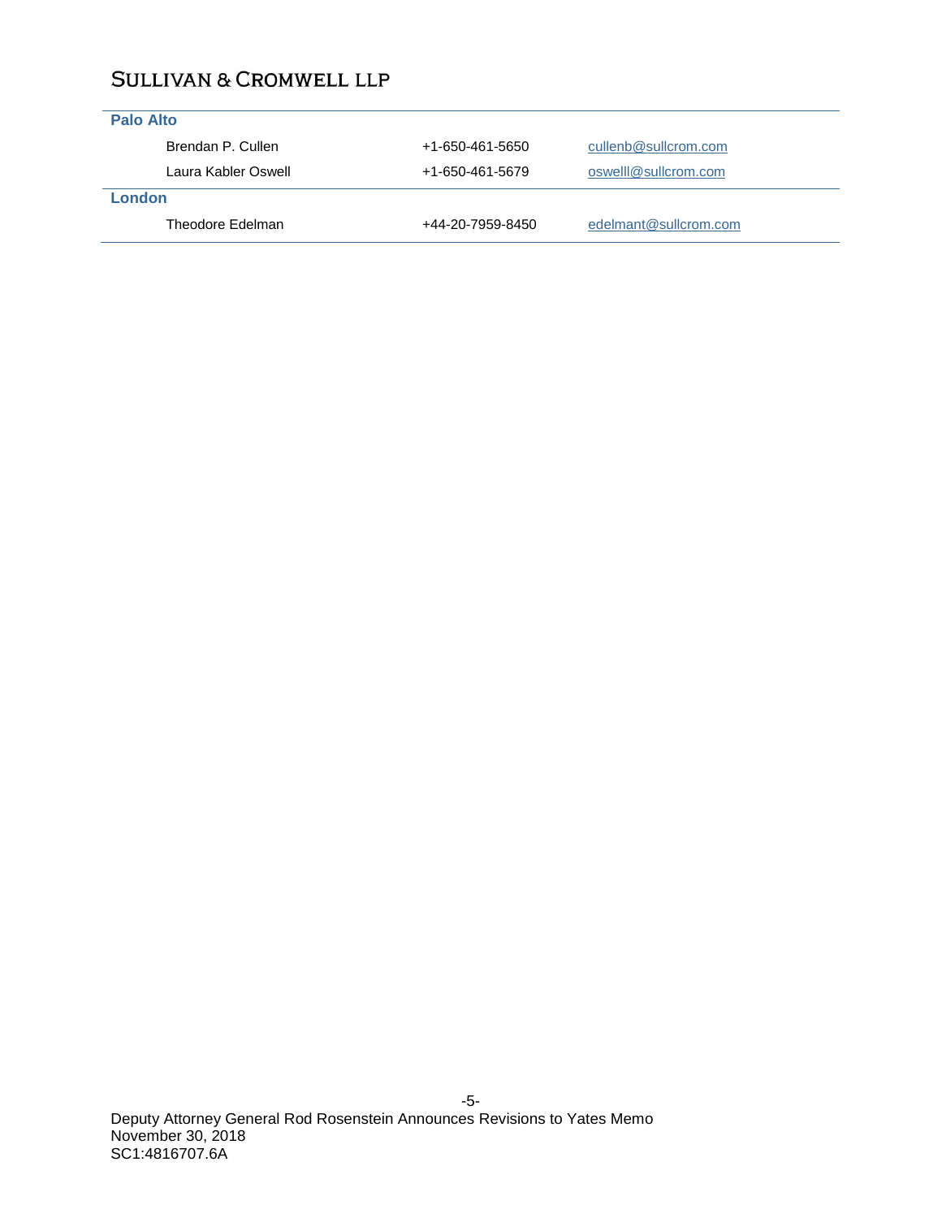| | | |
|---|---|---|
| **Palo Alto** | | |
| Brendan P. Cullen | +1-650-461-5650 | cullenb@sullcrom.com |
| Laura Kabler Oswell | +1-650-461-5679 | oswelll@sullcrom.com |
| **London** | | |
| Theodore Edelman | +44-20-7959-8450 | edelmant@sullcrom.com |

SC1:4816707.6A